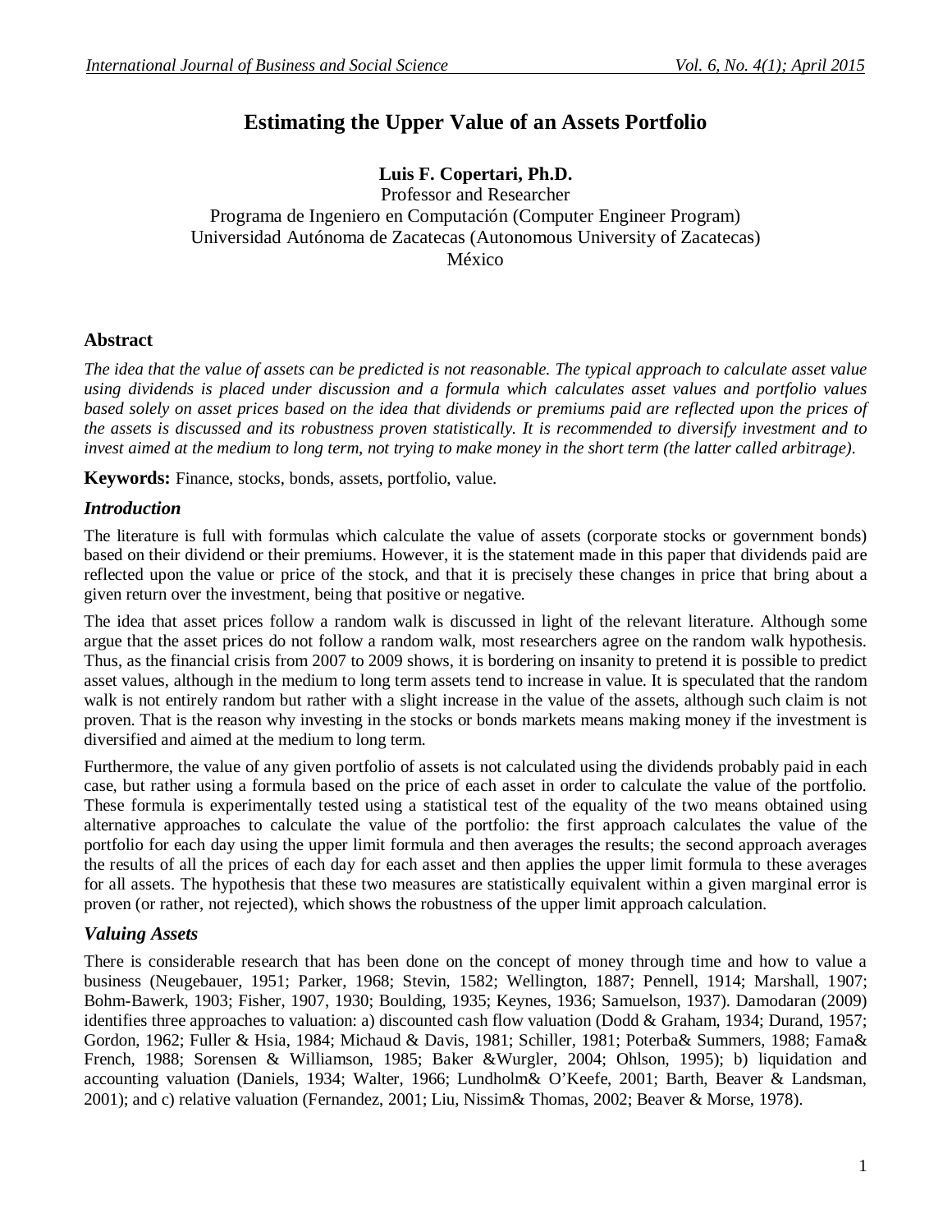# Estimating the Upper Value of an Assets Portfolio

**Luis F. Copertari, Ph.D.**
Professor and Researcher
Programa de Ingeniero en Computación (Computer Engineer Program)
Universidad Autónoma de Zacatecas (Autonomous University of Zacatecas)
México

## Abstract

*The idea that the value of assets can be predicted is not reasonable. The typical approach to calculate asset value using dividends is placed under discussion and a formula which calculates asset values and portfolio values based solely on asset prices based on the idea that dividends or premiums paid are reflected upon the prices of the assets is discussed and its robustness proven statistically. It is recommended to diversify investment and to invest aimed at the medium to long term, not trying to make money in the short term (the latter called arbitrage).*

**Keywords:** Finance, stocks, bonds, assets, portfolio, value.

## *Introduction*

The literature is full with formulas which calculate the value of assets (corporate stocks or government bonds) based on their dividend or their premiums. However, it is the statement made in this paper that dividends paid are reflected upon the value or price of the stock, and that it is precisely these changes in price that bring about a given return over the investment, being that positive or negative.

The idea that asset prices follow a random walk is discussed in light of the relevant literature. Although some argue that the asset prices do not follow a random walk, most researchers agree on the random walk hypothesis. Thus, as the financial crisis from 2007 to 2009 shows, it is bordering on insanity to pretend it is possible to predict asset values, although in the medium to long term assets tend to increase in value. It is speculated that the random walk is not entirely random but rather with a slight increase in the value of the assets, although such claim is not proven. That is the reason why investing in the stocks or bonds markets means making money if the investment is diversified and aimed at the medium to long term.

Furthermore, the value of any given portfolio of assets is not calculated using the dividends probably paid in each case, but rather using a formula based on the price of each asset in order to calculate the value of the portfolio. These formula is experimentally tested using a statistical test of the equality of the two means obtained using alternative approaches to calculate the value of the portfolio: the first approach calculates the value of the portfolio for each day using the upper limit formula and then averages the results; the second approach averages the results of all the prices of each day for each asset and then applies the upper limit formula to these averages for all assets. The hypothesis that these two measures are statistically equivalent within a given marginal error is proven (or rather, not rejected), which shows the robustness of the upper limit approach calculation.

## *Valuing Assets*

There is considerable research that has been done on the concept of money through time and how to value a business (Neugebauer, 1951; Parker, 1968; Stevin, 1582; Wellington, 1887; Pennell, 1914; Marshall, 1907; Bohm-Bawerk, 1903; Fisher, 1907, 1930; Boulding, 1935; Keynes, 1936; Samuelson, 1937). Damodaran (2009) identifies three approaches to valuation: a) discounted cash flow valuation (Dodd & Graham, 1934; Durand, 1957; Gordon, 1962; Fuller & Hsia, 1984; Michaud & Davis, 1981; Schiller, 1981; Poterba& Summers, 1988; Fama& French, 1988; Sorensen & Williamson, 1985; Baker &Wurgler, 2004; Ohlson, 1995); b) liquidation and accounting valuation (Daniels, 1934; Walter, 1966; Lundholm& O'Keefe, 2001; Barth, Beaver & Landsman, 2001); and c) relative valuation (Fernandez, 2001; Liu, Nissim& Thomas, 2002; Beaver & Morse, 1978).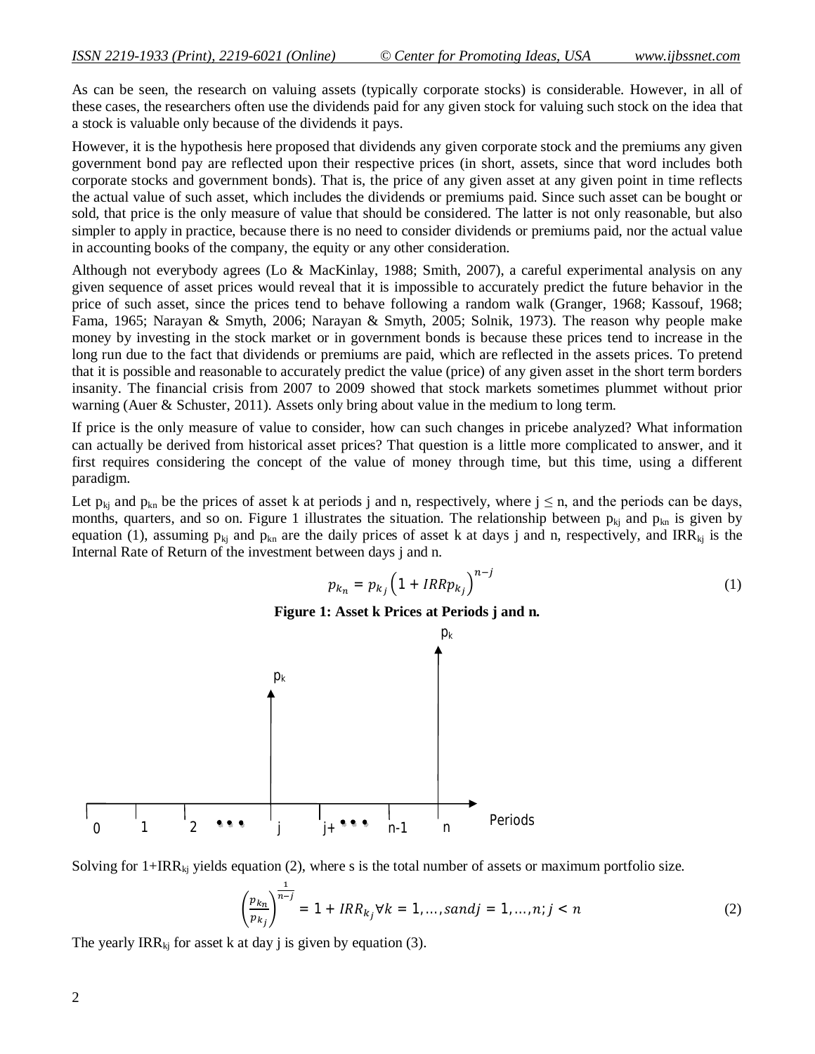As can be seen, the research on valuing assets (typically corporate stocks) is considerable. However, in all of these cases, the researchers often use the dividends paid for any given stock for valuing such stock on the idea that a stock is valuable only because of the dividends it pays.

However, it is the hypothesis here proposed that dividends any given corporate stock and the premiums any given government bond pay are reflected upon their respective prices (in short, assets, since that word includes both corporate stocks and government bonds). That is, the price of any given asset at any given point in time reflects the actual value of such asset, which includes the dividends or premiums paid. Since such asset can be bought or sold, that price is the only measure of value that should be considered. The latter is not only reasonable, but also simpler to apply in practice, because there is no need to consider dividends or premiums paid, nor the actual value in accounting books of the company, the equity or any other consideration.

Although not everybody agrees (Lo & MacKinlay, 1988; Smith, 2007), a careful experimental analysis on any given sequence of asset prices would reveal that it is impossible to accurately predict the future behavior in the price of such asset, since the prices tend to behave following a random walk (Granger, 1968; Kassouf, 1968; Fama, 1965; Narayan & Smyth, 2006; Narayan & Smyth, 2005; Solnik, 1973). The reason why people make money by investing in the stock market or in government bonds is because these prices tend to increase in the long run due to the fact that dividends or premiums are paid, which are reflected in the assets prices. To pretend that it is possible and reasonable to accurately predict the value (price) of any given asset in the short term borders insanity. The financial crisis from 2007 to 2009 showed that stock markets sometimes plummet without prior warning (Auer & Schuster, 2011). Assets only bring about value in the medium to long term.

If price is the only measure of value to consider, how can such changes in pricebe analyzed? What information can actually be derived from historical asset prices? That question is a little more complicated to answer, and it first requires considering the concept of the value of money through time, but this time, using a different paradigm.

Let $p_{kj}$ and $p_{kn}$ be the prices of asset k at periods j and n, respectively, where $j \leq n$, and the periods can be days, months, quarters, and so on. Figure 1 illustrates the situation. The relationship between $p_{kj}$ and $p_{kn}$ is given by equation (1), assuming $p_{kj}$ and $p_{kn}$ are the daily prices of asset k at days j and n, respectively, and $IRR_{kj}$ is the Internal Rate of Return of the investment between days j and n.

$$p_{k_n} = p_{k_j}\left(1 + IRRp_{k_j}\right)^{n-j} \tag{1}$$

**Figure 1: Asset k Prices at Periods j and n.**

Solving for $1+IRR_{kj}$ yields equation (2), where s is the total number of assets or maximum portfolio size.

$$\left(\frac{p_{k_n}}{p_{k_j}}\right)^{\frac{1}{n-j}} = 1 + IRR_{k_j} \forall k = 1, \ldots, s and j = 1, \ldots, n; j < n \tag{2}$$

The yearly $IRR_{kj}$ for asset k at day j is given by equation (3).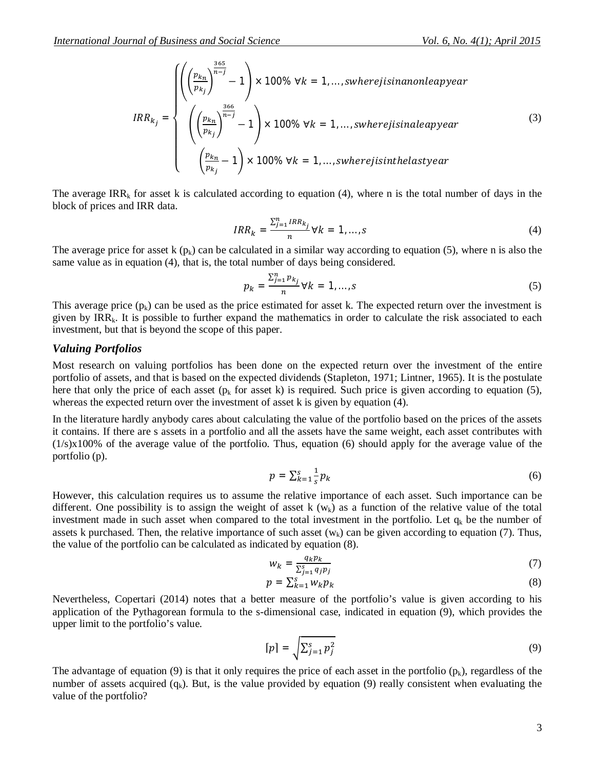$$
IRR_{k_j} = \begin{cases} \left( \left( \frac{p_{k_n}}{p_{k_j}} \right)^{\frac{365}{n-j}} - 1 \right) \times 100\% \ \forall k = 1, \ldots, s where j is in a nonleap year \\ \left( \left( \frac{p_{k_n}}{p_{k_j}} \right)^{\frac{366}{n-j}} - 1 \right) \times 100\% \ \forall k = 1, \ldots, s where j is in a leap year \\ \left( \frac{p_{k_n}}{p_{k_j}} - 1 \right) \times 100\% \ \forall k = 1, \ldots, s where j is in the last year \end{cases} \tag{3}
$$

The average $IRR_k$ for asset k is calculated according to equation (4), where n is the total number of days in the block of prices and IRR data.

$$
IRR_k = \frac{\sum_{j=1}^{n} IRR_{k_j}}{n} \forall k = 1, \ldots, s \tag{4}
$$

The average price for asset k ($p_k$) can be calculated in a similar way according to equation (5), where n is also the same value as in equation (4), that is, the total number of days being considered.

$$
p_k = \frac{\sum_{j=1}^{n} p_{k_j}}{n} \forall k = 1, \ldots, s \tag{5}
$$

This average price ($p_k$) can be used as the price estimated for asset k. The expected return over the investment is given by $IRR_k$. It is possible to further expand the mathematics in order to calculate the risk associated to each investment, but that is beyond the scope of this paper.

### *Valuing Portfolios*

Most research on valuing portfolios has been done on the expected return over the investment of the entire portfolio of assets, and that is based on the expected dividends (Stapleton, 1971; Lintner, 1965). It is the postulate here that only the price of each asset ($p_k$ for asset k) is required. Such price is given according to equation (5), whereas the expected return over the investment of asset k is given by equation (4).

In the literature hardly anybody cares about calculating the value of the portfolio based on the prices of the assets it contains. If there are s assets in a portfolio and all the assets have the same weight, each asset contributes with (1/s)x100% of the average value of the portfolio. Thus, equation (6) should apply for the average value of the portfolio (p).

$$
p = \sum_{k=1}^{s} \frac{1}{s} p_k \tag{6}
$$

However, this calculation requires us to assume the relative importance of each asset. Such importance can be different. One possibility is to assign the weight of asset k ($w_k$) as a function of the relative value of the total investment made in such asset when compared to the total investment in the portfolio. Let $q_k$ be the number of assets k purchased. Then, the relative importance of such asset ($w_k$) can be given according to equation (7). Thus, the value of the portfolio can be calculated as indicated by equation (8).

$$
w_k = \frac{q_k p_k}{\sum_{j=1}^{s} q_j p_j} \tag{7}
$$

$$
p = \sum_{k=1}^{s} w_k p_k \tag{8}
$$

Nevertheless, Copertari (2014) notes that a better measure of the portfolio's value is given according to his application of the Pythagorean formula to the s-dimensional case, indicated in equation (9), which provides the upper limit to the portfolio's value.

$$
\lceil p \rceil = \sqrt{\sum_{j=1}^{s} p_j^2} \tag{9}
$$

The advantage of equation (9) is that it only requires the price of each asset in the portfolio ($p_k$), regardless of the number of assets acquired ($q_k$). But, is the value provided by equation (9) really consistent when evaluating the value of the portfolio?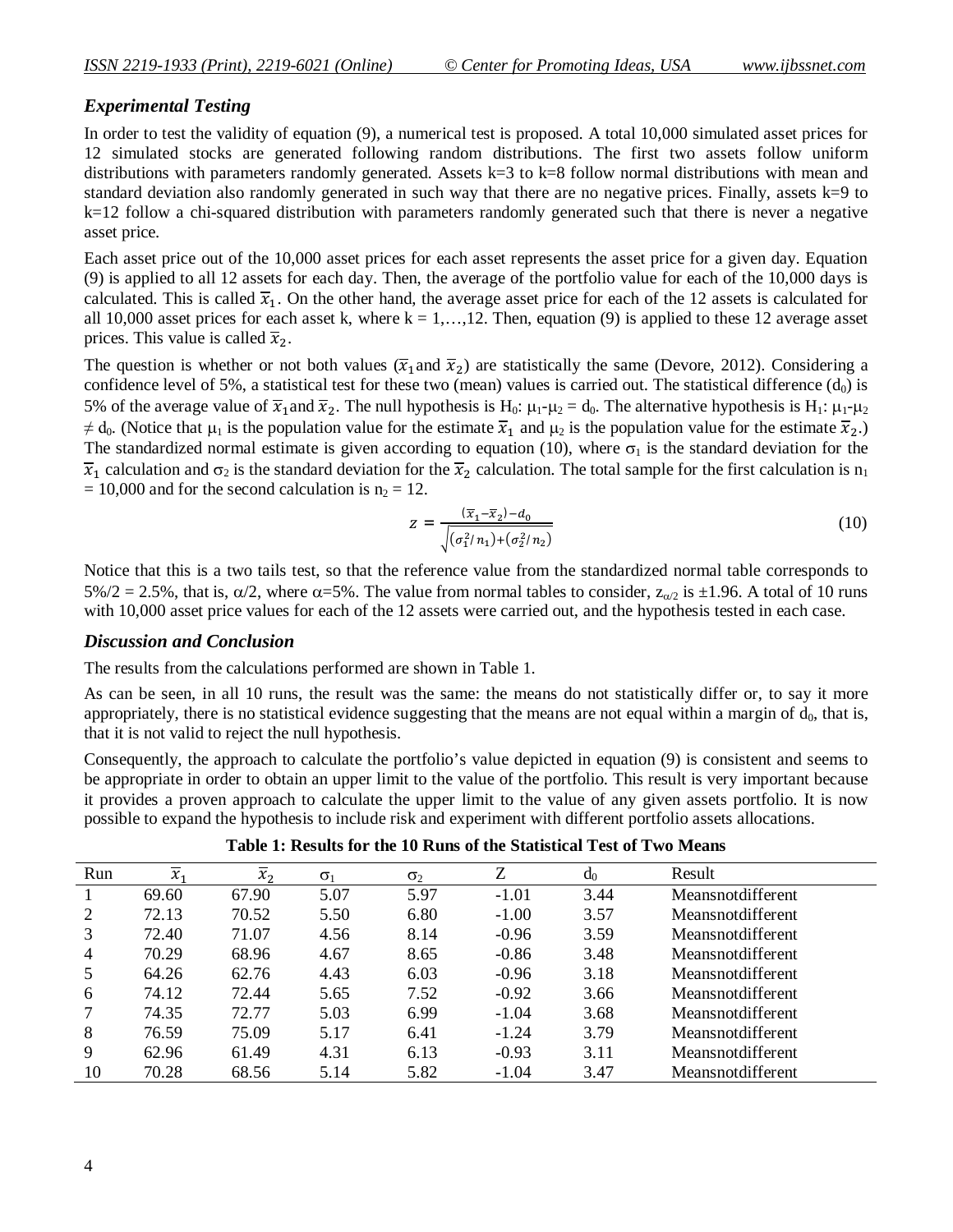### *Experimental Testing*

In order to test the validity of equation (9), a numerical test is proposed. A total 10,000 simulated asset prices for 12 simulated stocks are generated following random distributions. The first two assets follow uniform distributions with parameters randomly generated. Assets k=3 to k=8 follow normal distributions with mean and standard deviation also randomly generated in such way that there are no negative prices. Finally, assets k=9 to k=12 follow a chi-squared distribution with parameters randomly generated such that there is never a negative asset price.

Each asset price out of the 10,000 asset prices for each asset represents the asset price for a given day. Equation (9) is applied to all 12 assets for each day. Then, the average of the portfolio value for each of the 10,000 days is calculated. This is called $\bar{x}_1$. On the other hand, the average asset price for each of the 12 assets is calculated for all 10,000 asset prices for each asset k, where k = 1,…,12. Then, equation (9) is applied to these 12 average asset prices. This value is called $\bar{x}_2$.

The question is whether or not both values ($\bar{x}_1$ and $\bar{x}_2$) are statistically the same (Devore, 2012). Considering a confidence level of 5%, a statistical test for these two (mean) values is carried out. The statistical difference ($d_0$) is 5% of the average value of $\bar{x}_1$ and $\bar{x}_2$. The null hypothesis is $H_0$: $\mu_1$-$\mu_2$ = $d_0$. The alternative hypothesis is $H_1$: $\mu_1$-$\mu_2$ $\neq$ $d_0$. (Notice that $\mu_1$ is the population value for the estimate $\bar{x}_1$ and $\mu_2$ is the population value for the estimate $\bar{x}_2$.) The standardized normal estimate is given according to equation (10), where $\sigma_1$ is the standard deviation for the $\bar{x}_1$ calculation and $\sigma_2$ is the standard deviation for the $\bar{x}_2$ calculation. The total sample for the first calculation is $n_1$ = 10,000 and for the second calculation is $n_2$ = 12.

$$z = \frac{(\bar{x}_1 - \bar{x}_2) - d_0}{\sqrt{(\sigma_1^2/n_1) + (\sigma_2^2/n_2)}} \tag{10}$$

Notice that this is a two tails test, so that the reference value from the standardized normal table corresponds to 5%/2 = 2.5%, that is, $\alpha/2$, where $\alpha$=5%. The value from normal tables to consider, $z_{\alpha/2}$ is ±1.96. A total of 10 runs with 10,000 asset price values for each of the 12 assets were carried out, and the hypothesis tested in each case.

### *Discussion and Conclusion*

The results from the calculations performed are shown in Table 1.

As can be seen, in all 10 runs, the result was the same: the means do not statistically differ or, to say it more appropriately, there is no statistical evidence suggesting that the means are not equal within a margin of $d_0$, that is, that it is not valid to reject the null hypothesis.

Consequently, the approach to calculate the portfolio's value depicted in equation (9) is consistent and seems to be appropriate in order to obtain an upper limit to the value of the portfolio. This result is very important because it provides a proven approach to calculate the upper limit to the value of any given assets portfolio. It is now possible to expand the hypothesis to include risk and experiment with different portfolio assets allocations.

**Table 1: Results for the 10 Runs of the Statistical Test of Two Means**

| Run | $\bar{x}_1$ | $\bar{x}_2$ | $\sigma_1$ | $\sigma_2$ | Z | $d_0$ | Result |
|---|---|---|---|---|---|---|---|
| 1 | 69.60 | 67.90 | 5.07 | 5.97 | -1.01 | 3.44 | Meansnotdifferent |
| 2 | 72.13 | 70.52 | 5.50 | 6.80 | -1.00 | 3.57 | Meansnotdifferent |
| 3 | 72.40 | 71.07 | 4.56 | 8.14 | -0.96 | 3.59 | Meansnotdifferent |
| 4 | 70.29 | 68.96 | 4.67 | 8.65 | -0.86 | 3.48 | Meansnotdifferent |
| 5 | 64.26 | 62.76 | 4.43 | 6.03 | -0.96 | 3.18 | Meansnotdifferent |
| 6 | 74.12 | 72.44 | 5.65 | 7.52 | -0.92 | 3.66 | Meansnotdifferent |
| 7 | 74.35 | 72.77 | 5.03 | 6.99 | -1.04 | 3.68 | Meansnotdifferent |
| 8 | 76.59 | 75.09 | 5.17 | 6.41 | -1.24 | 3.79 | Meansnotdifferent |
| 9 | 62.96 | 61.49 | 4.31 | 6.13 | -0.93 | 3.11 | Meansnotdifferent |
| 10 | 70.28 | 68.56 | 5.14 | 5.82 | -1.04 | 3.47 | Meansnotdifferent |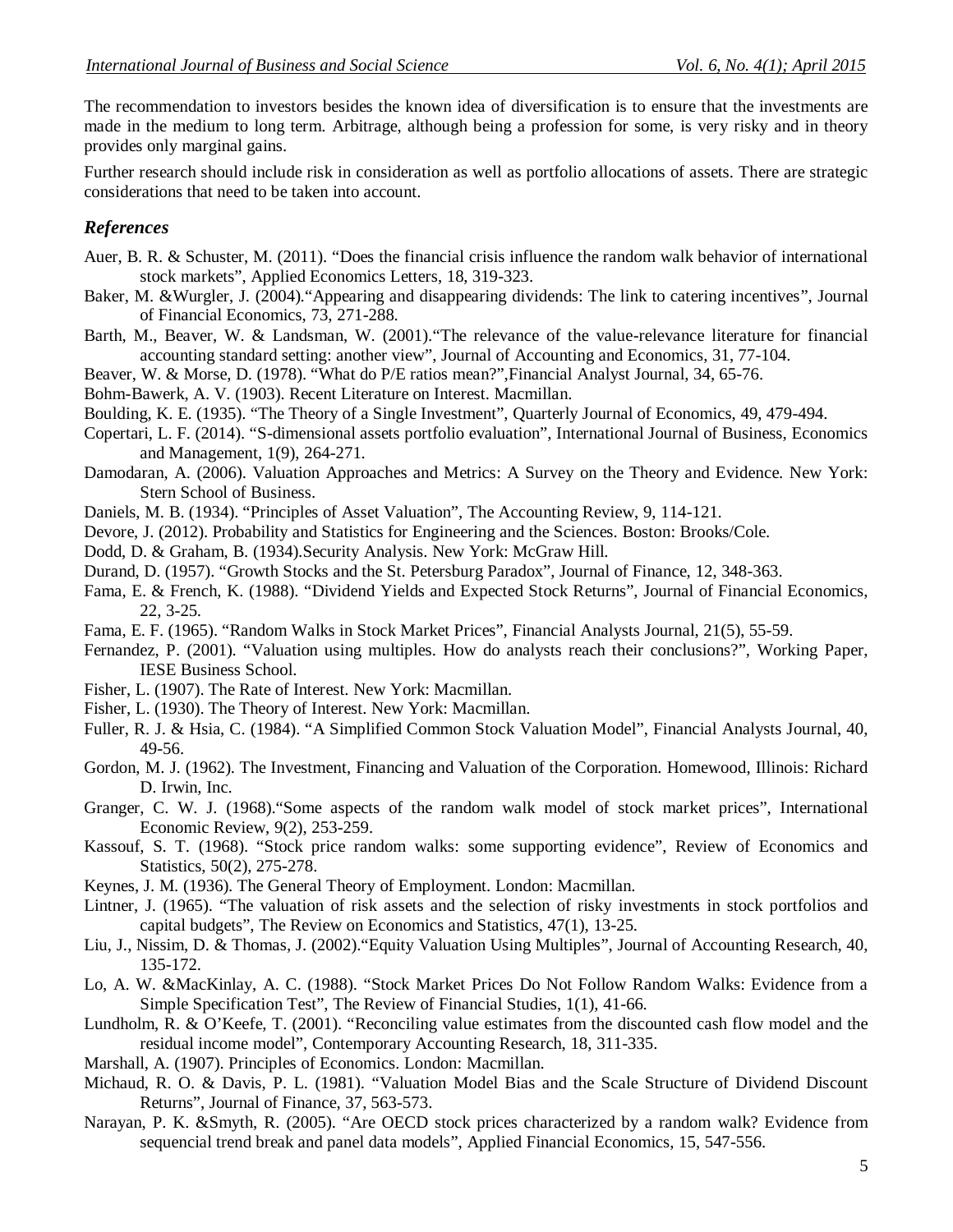The recommendation to investors besides the known idea of diversification is to ensure that the investments are made in the medium to long term. Arbitrage, although being a profession for some, is very risky and in theory provides only marginal gains.

Further research should include risk in consideration as well as portfolio allocations of assets. There are strategic considerations that need to be taken into account.

## *References*

Auer, B. R. & Schuster, M. (2011). "Does the financial crisis influence the random walk behavior of international stock markets", Applied Economics Letters, 18, 319-323.

Baker, M. &Wurgler, J. (2004)."Appearing and disappearing dividends: The link to catering incentives", Journal of Financial Economics, 73, 271-288.

Barth, M., Beaver, W. & Landsman, W. (2001)."The relevance of the value-relevance literature for financial accounting standard setting: another view", Journal of Accounting and Economics, 31, 77-104.

Beaver, W. & Morse, D. (1978). "What do P/E ratios mean?",Financial Analyst Journal, 34, 65-76.

Bohm-Bawerk, A. V. (1903). Recent Literature on Interest. Macmillan.

Boulding, K. E. (1935). "The Theory of a Single Investment", Quarterly Journal of Economics, 49, 479-494.

Copertari, L. F. (2014). "S-dimensional assets portfolio evaluation", International Journal of Business, Economics and Management, 1(9), 264-271.

Damodaran, A. (2006). Valuation Approaches and Metrics: A Survey on the Theory and Evidence. New York: Stern School of Business.

Daniels, M. B. (1934). "Principles of Asset Valuation", The Accounting Review, 9, 114-121.

Devore, J. (2012). Probability and Statistics for Engineering and the Sciences. Boston: Brooks/Cole.

Dodd, D. & Graham, B. (1934).Security Analysis. New York: McGraw Hill.

Durand, D. (1957). "Growth Stocks and the St. Petersburg Paradox", Journal of Finance, 12, 348-363.

Fama, E. & French, K. (1988). "Dividend Yields and Expected Stock Returns", Journal of Financial Economics, 22, 3-25.

Fama, E. F. (1965). "Random Walks in Stock Market Prices", Financial Analysts Journal, 21(5), 55-59.

Fernandez, P. (2001). "Valuation using multiples. How do analysts reach their conclusions?", Working Paper, IESE Business School.

Fisher, L. (1907). The Rate of Interest. New York: Macmillan.

Fisher, L. (1930). The Theory of Interest. New York: Macmillan.

Fuller, R. J. & Hsia, C. (1984). "A Simplified Common Stock Valuation Model", Financial Analysts Journal, 40, 49-56.

Gordon, M. J. (1962). The Investment, Financing and Valuation of the Corporation. Homewood, Illinois: Richard D. Irwin, Inc.

Granger, C. W. J. (1968)."Some aspects of the random walk model of stock market prices", International Economic Review, 9(2), 253-259.

Kassouf, S. T. (1968). "Stock price random walks: some supporting evidence", Review of Economics and Statistics, 50(2), 275-278.

Keynes, J. M. (1936). The General Theory of Employment. London: Macmillan.

Lintner, J. (1965). "The valuation of risk assets and the selection of risky investments in stock portfolios and capital budgets", The Review on Economics and Statistics, 47(1), 13-25.

Liu, J., Nissim, D. & Thomas, J. (2002)."Equity Valuation Using Multiples", Journal of Accounting Research, 40, 135-172.

Lo, A. W. &MacKinlay, A. C. (1988). "Stock Market Prices Do Not Follow Random Walks: Evidence from a Simple Specification Test", The Review of Financial Studies, 1(1), 41-66.

Lundholm, R. & O'Keefe, T. (2001). "Reconciling value estimates from the discounted cash flow model and the residual income model", Contemporary Accounting Research, 18, 311-335.

Marshall, A. (1907). Principles of Economics. London: Macmillan.

Michaud, R. O. & Davis, P. L. (1981). "Valuation Model Bias and the Scale Structure of Dividend Discount Returns", Journal of Finance, 37, 563-573.

Narayan, P. K. &Smyth, R. (2005). "Are OECD stock prices characterized by a random walk? Evidence from sequencial trend break and panel data models", Applied Financial Economics, 15, 547-556.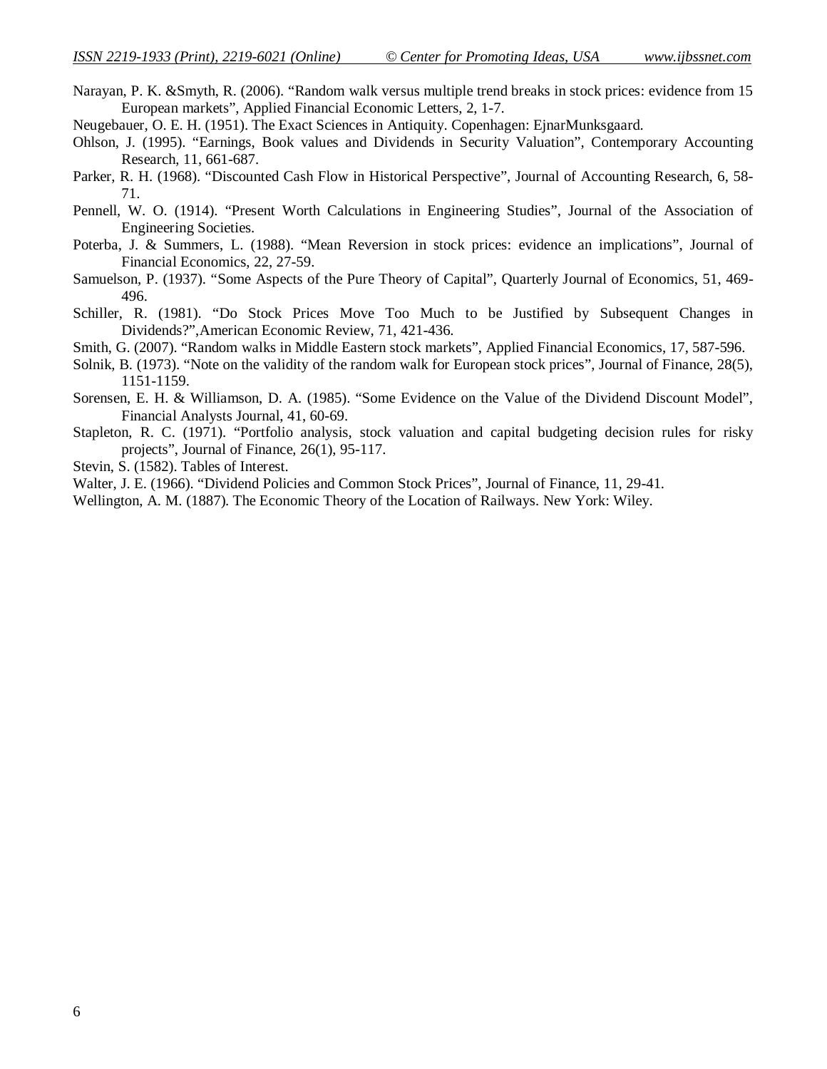Narayan, P. K. &Smyth, R. (2006). "Random walk versus multiple trend breaks in stock prices: evidence from 15 European markets", Applied Financial Economic Letters, 2, 1-7.

Neugebauer, O. E. H. (1951). The Exact Sciences in Antiquity. Copenhagen: EjnarMunksgaard.

Ohlson, J. (1995). "Earnings, Book values and Dividends in Security Valuation", Contemporary Accounting Research, 11, 661-687.

Parker, R. H. (1968). "Discounted Cash Flow in Historical Perspective", Journal of Accounting Research, 6, 58-71.

Pennell, W. O. (1914). "Present Worth Calculations in Engineering Studies", Journal of the Association of Engineering Societies.

Poterba, J. & Summers, L. (1988). "Mean Reversion in stock prices: evidence an implications", Journal of Financial Economics, 22, 27-59.

Samuelson, P. (1937). "Some Aspects of the Pure Theory of Capital", Quarterly Journal of Economics, 51, 469-496.

Schiller, R. (1981). "Do Stock Prices Move Too Much to be Justified by Subsequent Changes in Dividends?",American Economic Review, 71, 421-436.

Smith, G. (2007). "Random walks in Middle Eastern stock markets", Applied Financial Economics, 17, 587-596.

Solnik, B. (1973). "Note on the validity of the random walk for European stock prices", Journal of Finance, 28(5), 1151-1159.

Sorensen, E. H. & Williamson, D. A. (1985). "Some Evidence on the Value of the Dividend Discount Model", Financial Analysts Journal, 41, 60-69.

Stapleton, R. C. (1971). "Portfolio analysis, stock valuation and capital budgeting decision rules for risky projects", Journal of Finance, 26(1), 95-117.

Stevin, S. (1582). Tables of Interest.

Walter, J. E. (1966). "Dividend Policies and Common Stock Prices", Journal of Finance, 11, 29-41.

Wellington, A. M. (1887). The Economic Theory of the Location of Railways. New York: Wiley.